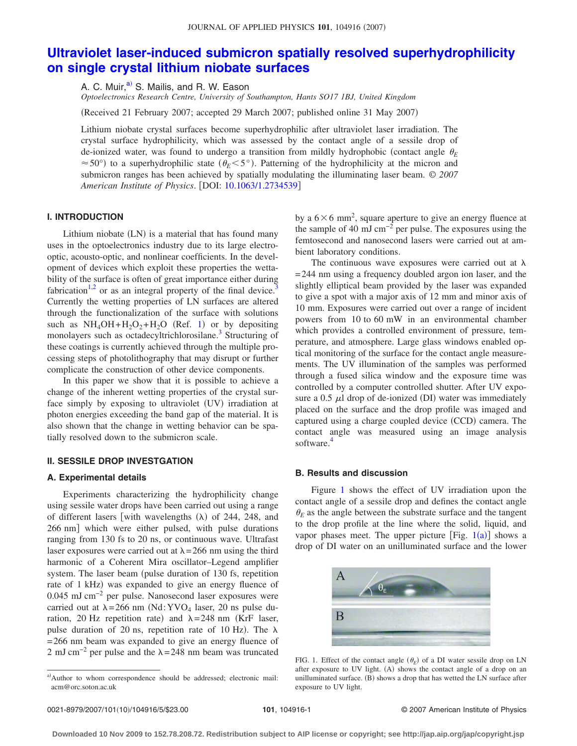# Ultraviolet laser-induced submicron spatially resolved superhydrophilicity on single crystal lithium niobate surfaces

A. C. Muir,[a] S. Mailis, and R. W. Eason

*Optoelectronics Research Centre, University of Southampton, Hants SO17 1BJ, United Kingdom*

(Received 21 February 2007; accepted 29 March 2007; published online 31 May 2007)

Lithium niobate crystal surfaces become superhydrophilic after ultraviolet laser irradiation. The crystal surface hydrophilicity, which was assessed by the contact angle of a sessile drop of de-ionized water, was found to undergo a transition from mildly hydrophobic (contact angle $\theta_E \approx 50°$) to a superhydrophilic state ($\theta_E < 5°$). Patterning of the hydrophilicity at the micron and submicron ranges has been achieved by spatially modulating the illuminating laser beam. © *2007 American Institute of Physics*. [DOI: 10.1063/1.2734539]

## I. INTRODUCTION

Lithium niobate (LN) is a material that has found many uses in the optoelectronics industry due to its large electro-optic, acousto-optic, and nonlinear coefficients. In the development of devices which exploit these properties the wettability of the surface is often of great importance either during fabrication[1,2] or as an integral property of the final device.[3] Currently the wetting properties of LN surfaces are altered through the functionalization of the surface with solutions such as $NH_4OH+H_2O_2+H_2O$ (Ref. 1) or by depositing monolayers such as octadecyltrichlorosilane.[3] Structuring of these coatings is currently achieved through the multiple processing steps of photolithography that may disrupt or further complicate the construction of other device components.

In this paper we show that it is possible to achieve a change of the inherent wetting properties of the crystal surface simply by exposing to ultraviolet (UV) irradiation at photon energies exceeding the band gap of the material. It is also shown that the change in wetting behavior can be spatially resolved down to the submicron scale.

## II. SESSILE DROP INVESTGATION

### A. Experimental details

Experiments characterizing the hydrophilicity change using sessile water drops have been carried out using a range of different lasers [with wavelengths ($\lambda$) of 244, 248, and 266 nm] which were either pulsed, with pulse durations ranging from 130 fs to 20 ns, or continuous wave. Ultrafast laser exposures were carried out at $\lambda = 266$ nm using the third harmonic of a Coherent Mira oscillator–Legend amplifier system. The laser beam (pulse duration of 130 fs, repetition rate of 1 kHz) was expanded to give an energy fluence of 0.045 mJ cm$^{-2}$ per pulse. Nanosecond laser exposures were carried out at $\lambda = 266$ nm (Nd:$YVO_4$ laser, 20 ns pulse duration, 20 Hz repetition rate) and $\lambda = 248$ nm (KrF laser, pulse duration of 20 ns, repetition rate of 10 Hz). The $\lambda = 266$ nm beam was expanded to give an energy fluence of 2 mJ cm$^{-2}$ per pulse and the $\lambda = 248$ nm beam was truncated by a $6 \times 6$ mm$^2$, square aperture to give an energy fluence at the sample of 40 mJ cm$^{-2}$ per pulse. The exposures using the femtosecond and nanosecond lasers were carried out at ambient laboratory conditions.

The continuous wave exposures were carried out at $\lambda = 244$ nm using a frequency doubled argon ion laser, and the slightly elliptical beam provided by the laser was expanded to give a spot with a major axis of 12 mm and minor axis of 10 mm. Exposures were carried out over a range of incident powers from 10 to 60 mW in an environmental chamber which provides a controlled environment of pressure, temperature, and atmosphere. Large glass windows enabled optical monitoring of the surface for the contact angle measurements. The UV illumination of the samples was performed through a fused silica window and the exposure time was controlled by a computer controlled shutter. After UV exposure a 0.5 $\mu$l drop of de-ionized (DI) water was immediately placed on the surface and the drop profile was imaged and captured using a charge coupled device (CCD) camera. The contact angle was measured using an image analysis software.[4]

### B. Results and discussion

Figure 1 shows the effect of UV irradiation upon the contact angle of a sessile drop and defines the contact angle $\theta_E$ as the angle between the substrate surface and the tangent to the drop profile at the line where the solid, liquid, and vapor phases meet. The upper picture [Fig. 1(a)] shows a drop of DI water on an unilluminated surface and the lower

FIG. 1. Effect of the contact angle ($\theta_E$) of a DI water sessile drop on LN after exposure to UV light. (A) shows the contact angle of a drop on an unilluminated surface. (B) shows a drop that has wetted the LN surface after exposure to UV light.

[a]Author to whom correspondence should be addressed; electronic mail: acm@orc.soton.ac.uk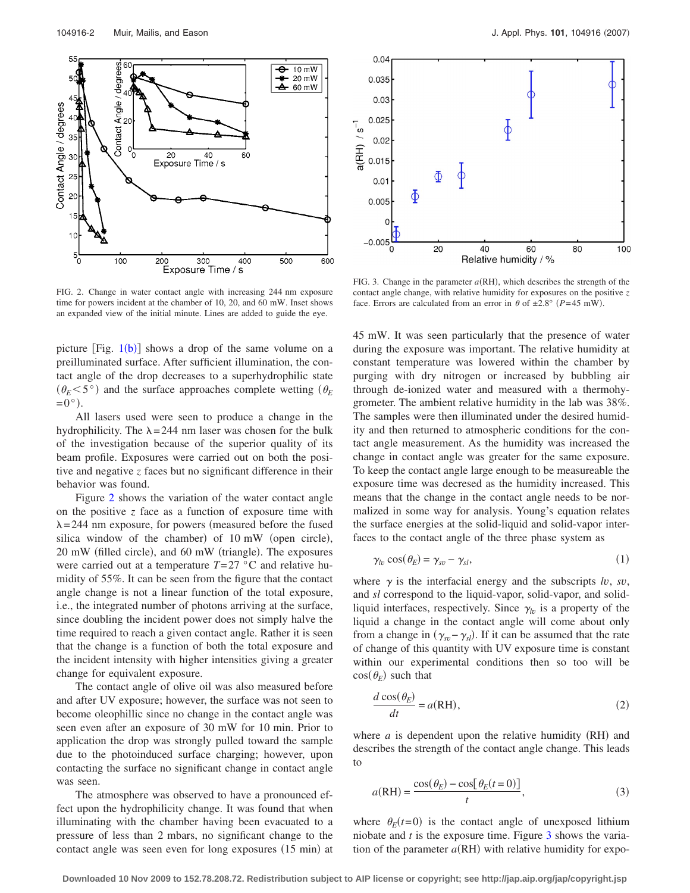FIG. 2. Change in water contact angle with increasing 244 nm exposure time for powers incident at the chamber of 10, 20, and 60 mW. Inset shows an expanded view of the initial minute. Lines are added to guide the eye.

FIG. 3. Change in the parameter $a(\text{RH})$, which describes the strength of the contact angle change, with relative humidity for exposures on the positive $z$ face. Errors are calculated from an error in $\theta$ of $\pm 2.8°$ ($P=45$ mW).

picture [Fig. 1(b)] shows a drop of the same volume on a preilluminated surface. After sufficient illumination, the contact angle of the drop decreases to a superhydrophilic state ($\theta_E < 5°$) and the surface approaches complete wetting ($\theta_E = 0°$).

All lasers used were seen to produce a change in the hydrophilicity. The $\lambda = 244$ nm laser was chosen for the bulk of the investigation because of the superior quality of its beam profile. Exposures were carried out on both the positive and negative $z$ faces but no significant difference in their behavior was found.

Figure 2 shows the variation of the water contact angle on the positive $z$ face as a function of exposure time with $\lambda = 244$ nm exposure, for powers (measured before the fused silica window of the chamber) of 10 mW (open circle), 20 mW (filled circle), and 60 mW (triangle). The exposures were carried out at a temperature $T = 27$ °C and relative humidity of 55%. It can be seen from the figure that the contact angle change is not a linear function of the total exposure, i.e., the integrated number of photons arriving at the surface, since doubling the incident power does not simply halve the time required to reach a given contact angle. Rather it is seen that the change is a function of both the total exposure and the incident intensity with higher intensities giving a greater change for equivalent exposure.

The contact angle of olive oil was also measured before and after UV exposure; however, the surface was not seen to become oleophillic since no change in the contact angle was seen even after an exposure of 30 mW for 10 min. Prior to application the drop was strongly pulled toward the sample due to the photoinduced surface charging; however, upon contacting the surface no significant change in contact angle was seen.

The atmosphere was observed to have a pronounced effect upon the hydrophilicity change. It was found that when illuminating with the chamber having been evacuated to a pressure of less than 2 mbars, no significant change to the contact angle was seen even for long exposures (15 min) at 45 mW. It was seen particularly that the presence of water during the exposure was important. The relative humidity at constant temperature was lowered within the chamber by purging with dry nitrogen or increased by bubbling air through de-ionized water and measured with a thermohygrometer. The ambient relative humidity in the lab was 38%. The samples were then illuminated under the desired humidity and then returned to atmospheric conditions for the contact angle measurement. As the humidity was increased the change in contact angle was greater for the same exposure. To keep the contact angle large enough to be measureable the exposure time was decresed as the humidity increased. This means that the change in the contact angle needs to be normalized in some way for analysis. Young's equation relates the surface energies at the solid-liquid and solid-vapor interfaces to the contact angle of the three phase system as

$$\gamma_{lv} \cos(\theta_E) = \gamma_{sv} - \gamma_{sl}, \tag{1}$$

where $\gamma$ is the interfacial energy and the subscripts $lv$, $sv$, and $sl$ correspond to the liquid-vapor, solid-vapor, and solid-liquid interfaces, respectively. Since $\gamma_{lv}$ is a property of the liquid a change in contact angle will come about only from a change in $(\gamma_{sv} - \gamma_{sl})$. If it can be assumed that the rate of change of this quantity with UV exposure time is constant within our experimental conditions then so too will be $\cos(\theta_E)$ such that

$$\frac{d \cos(\theta_E)}{dt} = a(\text{RH}), \tag{2}$$

where $a$ is dependent upon the relative humidity (RH) and describes the strength of the contact angle change. This leads to

$$a(\text{RH}) = \frac{\cos(\theta_E) - \cos[\theta_E(t=0)]}{t}, \tag{3}$$

where $\theta_E(t=0)$ is the contact angle of unexposed lithium niobate and $t$ is the exposure time. Figure 3 shows the variation of the parameter $a(\text{RH})$ with relative humidity for expo-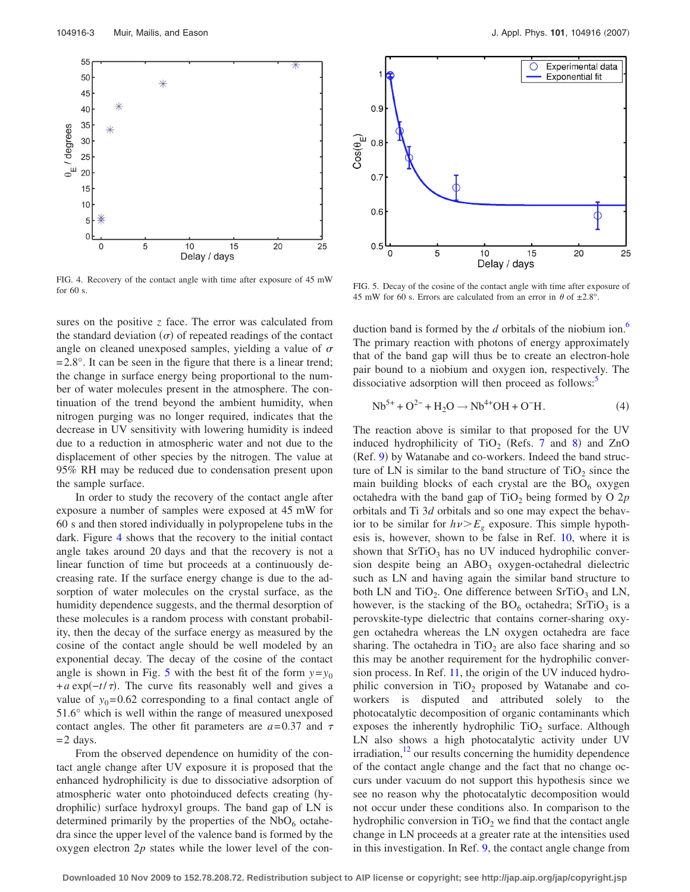FIG. 4. Recovery of the contact angle with time after exposure of 45 mW for 60 s.

FIG. 5. Decay of the cosine of the contact angle with time after exposure of 45 mW for 60 s. Errors are calculated from an error in $\theta$ of $\pm 2.8°$.

sures on the positive $z$ face. The error was calculated from the standard deviation ($\sigma$) of repeated readings of the contact angle on cleaned unexposed samples, yielding a value of $\sigma = 2.8°$. It can be seen in the figure that there is a linear trend; the change in surface energy being proportional to the number of water molecules present in the atmosphere. The continuation of the trend beyond the ambient humidity, when nitrogen purging was no longer required, indicates that the decrease in UV sensitivity with lowering humidity is indeed due to a reduction in atmospheric water and not due to the displacement of other species by the nitrogen. The value at 95% RH may be reduced due to condensation present upon the sample surface.

In order to study the recovery of the contact angle after exposure a number of samples were exposed at 45 mW for 60 s and then stored individually in polypropelene tubs in the dark. Figure 4 shows that the recovery to the initial contact angle takes around 20 days and that the recovery is not a linear function of time but proceeds at a continuously decreasing rate. If the surface energy change is due to the adsorption of water molecules on the crystal surface, as the humidity dependence suggests, and the thermal desorption of these molecules is a random process with constant probability, then the decay of the surface energy as measured by the cosine of the contact angle should be well modeled by an exponential decay. The decay of the cosine of the contact angle is shown in Fig. 5 with the best fit of the form $y = y_0 + a\exp(-t/\tau)$. The curve fits reasonably well and gives a value of $y_0 = 0.62$ corresponding to a final contact angle of 51.6° which is well within the range of measured unexposed contact angles. The other fit parameters are $a = 0.37$ and $\tau = 2$ days.

From the observed dependence on humidity of the contact angle change after UV exposure it is proposed that the enhanced hydrophilicity is due to dissociative adsorption of atmospheric water onto photoinduced defects creating (hydrophilic) surface hydroxyl groups. The band gap of LN is determined primarily by the properties of the $NbO_6$ octahedra since the upper level of the valence band is formed by the oxygen electron $2p$ states while the lower level of the conduction band is formed by the $d$ orbitals of the niobium ion.[6] The primary reaction with photons of energy approximately that of the band gap will thus be to create an electron-hole pair bound to a niobium and oxygen ion, respectively. The dissociative adsorption will then proceed as follows:[5]

$$Nb^{5+} + O^{2-} + H_2O \rightarrow Nb^{4+}OH + O^{-}H. \quad (4)$$

The reaction above is similar to that proposed for the UV induced hydrophilicity of $TiO_2$ (Refs. 7 and 8) and ZnO (Ref. 9) by Watanabe and co-workers. Indeed the band structure of LN is similar to the band structure of $TiO_2$ since the main building blocks of each crystal are the $BO_6$ oxygen octahedra with the band gap of $TiO_2$ being formed by O $2p$ orbitals and Ti $3d$ orbitals and so one may expect the behavior to be similar for $h\nu > E_g$ exposure. This simple hypothesis is, however, shown to be false in Ref. 10, where it is shown that $SrTiO_3$ has no UV induced hydrophilic conversion despite being an $ABO_3$ oxygen-octahedral dielectric such as LN and having again the similar band structure to both LN and $TiO_2$. One difference between $SrTiO_3$ and LN, however, is the stacking of the $BO_6$ octahedra; $SrTiO_3$ is a perovskite-type dielectric that contains corner-sharing oxygen octahedra whereas the LN oxygen octahedra are face sharing. The octahedra in $TiO_2$ are also face sharing and so this may be another requirement for the hydrophilic conversion process. In Ref. 11, the origin of the UV induced hydrophilic conversion in $TiO_2$ proposed by Watanabe and coworkers is disputed and attributed solely to the photocatalytic decomposition of organic contaminants which exposes the inherently hydrophilic $TiO_2$ surface. Although LN also shows a high photocatalytic activity under UV irradiation,[12] our results concerning the humidity dependence of the contact angle change and the fact that no change occurs under vacuum do not support this hypothesis since we see no reason why the photocatalytic decomposition would not occur under these conditions also. In comparison to the hydrophilic conversion in $TiO_2$ we find that the contact angle change in LN proceeds at a greater rate at the intensities used in this investigation. In Ref. 9, the contact angle change from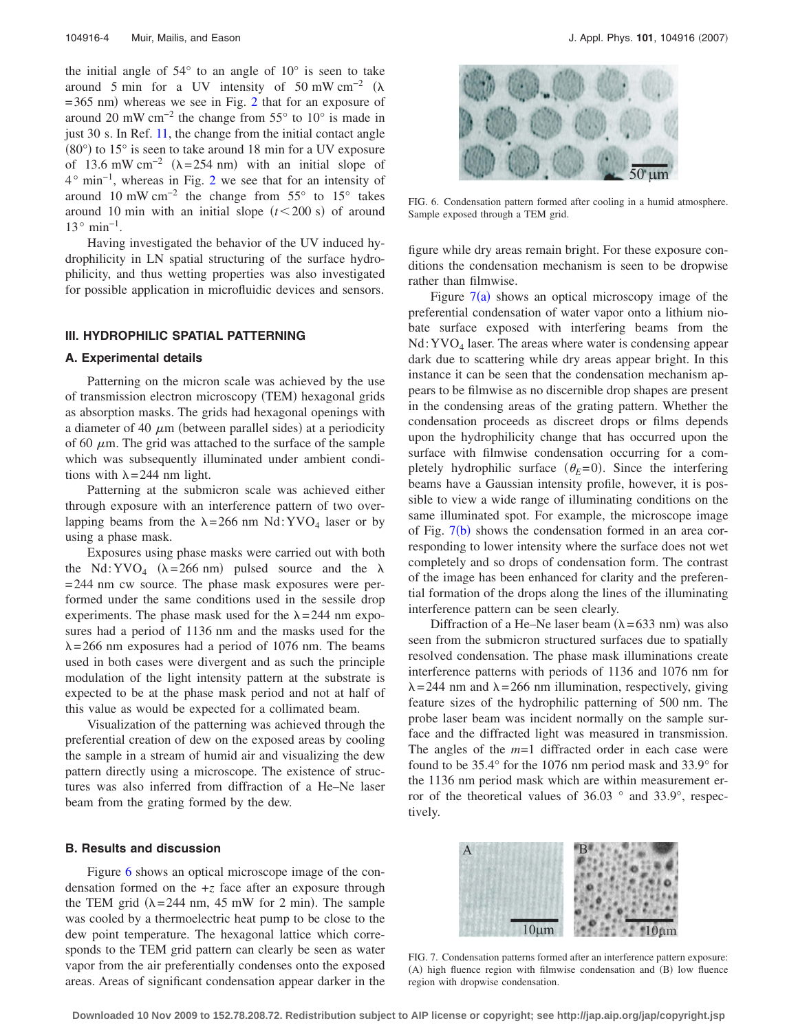the initial angle of 54° to an angle of 10° is seen to take around 5 min for a UV intensity of 50 mW cm$^{-2}$ ($\lambda$ = 365 nm) whereas we see in Fig. 2 that for an exposure of around 20 mW cm$^{-2}$ the change from 55° to 10° is made in just 30 s. In Ref. 11, the change from the initial contact angle (80°) to 15° is seen to take around 18 min for a UV exposure of 13.6 mW cm$^{-2}$ ($\lambda$ = 254 nm) with an initial slope of 4° min$^{-1}$, whereas in Fig. 2 we see that for an intensity of around 10 mW cm$^{-2}$ the change from 55° to 15° takes around 10 min with an initial slope ($t < 200$ s) of around 13° min$^{-1}$.

Having investigated the behavior of the UV induced hydrophilicity in LN spatial structuring of the surface hydrophilicity, and thus wetting properties was also investigated for possible application in microfluidic devices and sensors.

## III. HYDROPHILIC SPATIAL PATTERNING

### A. Experimental details

Patterning on the micron scale was achieved by the use of transmission electron microscopy (TEM) hexagonal grids as absorption masks. The grids had hexagonal openings with a diameter of 40 $\mu$m (between parallel sides) at a periodicity of 60 $\mu$m. The grid was attached to the surface of the sample which was subsequently illuminated under ambient conditions with $\lambda$ = 244 nm light.

Patterning at the submicron scale was achieved either through exposure with an interference pattern of two overlapping beams from the $\lambda$ = 266 nm Nd:YVO$_4$ laser or by using a phase mask.

Exposures using phase masks were carried out with both the Nd:YVO$_4$ ($\lambda$ = 266 nm) pulsed source and the $\lambda$ = 244 nm cw source. The phase mask exposures were performed under the same conditions used in the sessile drop experiments. The phase mask used for the $\lambda$ = 244 nm exposures had a period of 1136 nm and the masks used for the $\lambda$ = 266 nm exposures had a period of 1076 nm. The beams used in both cases were divergent and as such the principle modulation of the light intensity pattern at the substrate is expected to be at the phase mask period and not at half of this value as would be expected for a collimated beam.

Visualization of the patterning was achieved through the preferential creation of dew on the exposed areas by cooling the sample in a stream of humid air and visualizing the dew pattern directly using a microscope. The existence of structures was also inferred from diffraction of a He–Ne laser beam from the grating formed by the dew.

### B. Results and discussion

Figure 6 shows an optical microscope image of the condensation formed on the +$z$ face after an exposure through the TEM grid ($\lambda$ = 244 nm, 45 mW for 2 min). The sample was cooled by a thermoelectric heat pump to be close to the dew point temperature. The hexagonal lattice which corresponds to the TEM grid pattern can clearly be seen as water vapor from the air preferentially condenses onto the exposed areas. Areas of significant condensation appear darker in the figure while dry areas remain bright. For these exposure conditions the condensation mechanism is seen to be dropwise rather than filmwise.

FIG. 6. Condensation pattern formed after cooling in a humid atmosphere. Sample exposed through a TEM grid.

Figure 7(a) shows an optical microscopy image of the preferential condensation of water vapor onto a lithium niobate surface exposed with interfering beams from the Nd:YVO$_4$ laser. The areas where water is condensing appear dark due to scattering while dry areas appear bright. In this instance it can be seen that the condensation mechanism appears to be filmwise as no discernible drop shapes are present in the condensing areas of the grating pattern. Whether the condensation proceeds as discreet drops or films depends upon the hydrophilicity change that has occurred upon the surface with filmwise condensation occurring for a completely hydrophilic surface ($\theta_E = 0$). Since the interfering beams have a Gaussian intensity profile, however, it is possible to view a wide range of illuminating conditions on the same illuminated spot. For example, the microscope image of Fig. 7(b) shows the condensation formed in an area corresponding to lower intensity where the surface does not wet completely and so drops of condensation form. The contrast of the image has been enhanced for clarity and the preferential formation of the drops along the lines of the illuminating interference pattern can be seen clearly.

Diffraction of a He–Ne laser beam ($\lambda$ = 633 nm) was also seen from the submicron structured surfaces due to spatially resolved condensation. The phase mask illuminations create interference patterns with periods of 1136 and 1076 nm for $\lambda$ = 244 nm and $\lambda$ = 266 nm illumination, respectively, giving feature sizes of the hydrophilic patterning of 500 nm. The probe laser beam was incident normally on the sample surface and the diffracted light was measured in transmission. The angles of the $m$=1 diffracted order in each case were found to be 35.4° for the 1076 nm period mask and 33.9° for the 1136 nm period mask which are within measurement error of the theoretical values of 36.03 ° and 33.9°, respectively.

FIG. 7. Condensation patterns formed after an interference pattern exposure: (A) high fluence region with filmwise condensation and (B) low fluence region with dropwise condensation.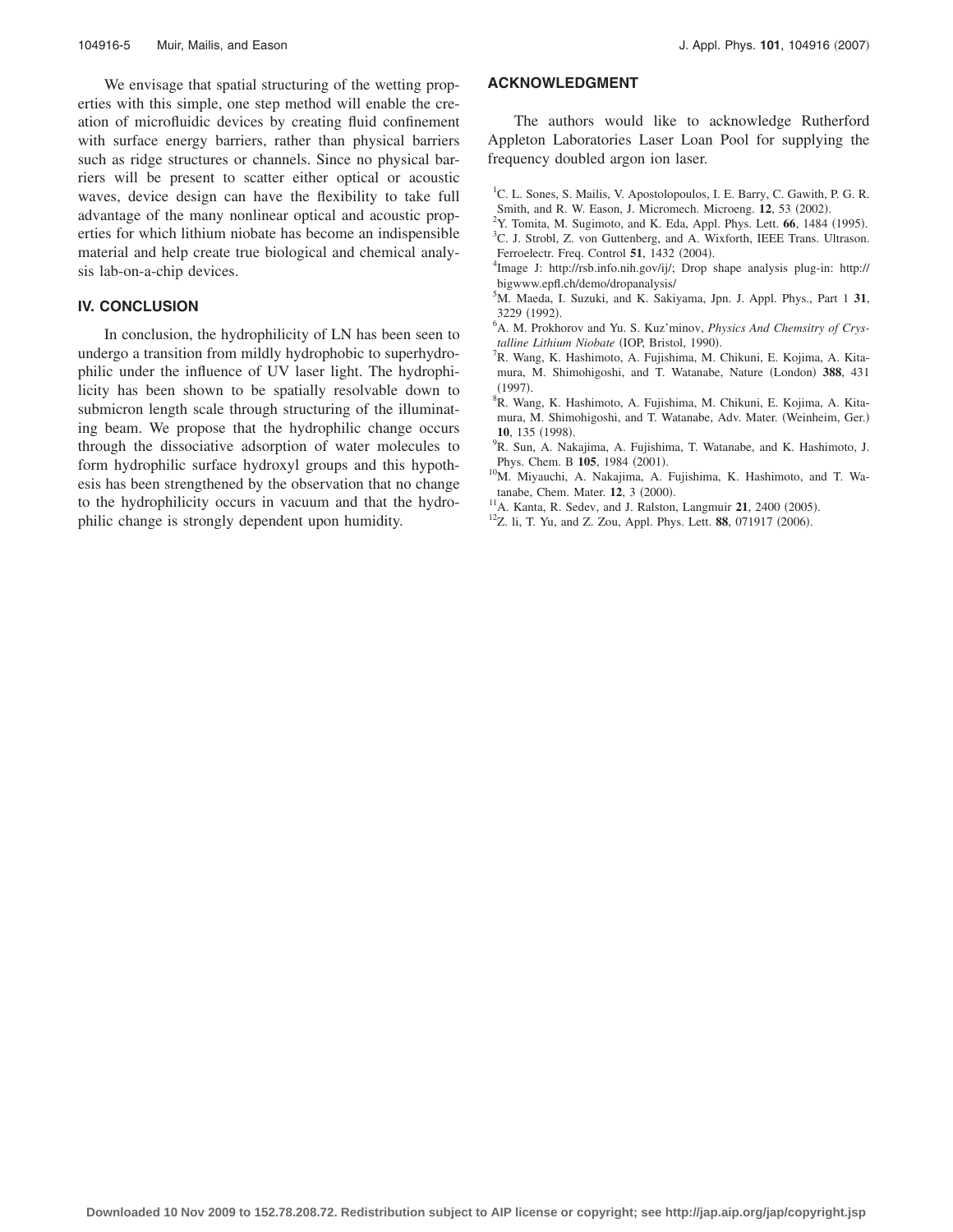We envisage that spatial structuring of the wetting properties with this simple, one step method will enable the creation of microfluidic devices by creating fluid confinement with surface energy barriers, rather than physical barriers such as ridge structures or channels. Since no physical barriers will be present to scatter either optical or acoustic waves, device design can have the flexibility to take full advantage of the many nonlinear optical and acoustic properties for which lithium niobate has become an indispensible material and help create true biological and chemical analysis lab-on-a-chip devices.

## IV. CONCLUSION

In conclusion, the hydrophilicity of LN has been seen to undergo a transition from mildly hydrophobic to superhydrophilic under the influence of UV laser light. The hydrophilicity has been shown to be spatially resolvable down to submicron length scale through structuring of the illuminating beam. We propose that the hydrophilic change occurs through the dissociative adsorption of water molecules to form hydrophilic surface hydroxyl groups and this hypothesis has been strengthened by the observation that no change to the hydrophilicity occurs in vacuum and that the hydrophilic change is strongly dependent upon humidity.

## ACKNOWLEDGMENT

The authors would like to acknowledge Rutherford Appleton Laboratories Laser Loan Pool for supplying the frequency doubled argon ion laser.

[1] C. L. Sones, S. Mailis, V. Apostolopoulos, I. E. Barry, C. Gawith, P. G. R. Smith, and R. W. Eason, J. Micromech. Microeng. **12**, 53 (2002).
[2] Y. Tomita, M. Sugimoto, and K. Eda, Appl. Phys. Lett. **66**, 1484 (1995).
[3] C. J. Strobl, Z. von Guttenberg, and A. Wixforth, IEEE Trans. Ultrason. Ferroelectr. Freq. Control **51**, 1432 (2004).
[4] Image J: http://rsb.info.nih.gov/ij/; Drop shape analysis plug-in: http://bigwww.epfl.ch/demo/dropanalysis/
[5] M. Maeda, I. Suzuki, and K. Sakiyama, Jpn. J. Appl. Phys., Part 1 **31**, 3229 (1992).
[6] A. M. Prokhorov and Yu. S. Kuz'minov, *Physics And Chemsitry of Crystalline Lithium Niobate* (IOP, Bristol, 1990).
[7] R. Wang, K. Hashimoto, A. Fujishima, M. Chikuni, E. Kojima, A. Kitamura, M. Shimohigoshi, and T. Watanabe, Nature (London) **388**, 431 (1997).
[8] R. Wang, K. Hashimoto, A. Fujishima, M. Chikuni, E. Kojima, A. Kitamura, M. Shimohigoshi, and T. Watanabe, Adv. Mater. (Weinheim, Ger.) **10**, 135 (1998).
[9] R. Sun, A. Nakajima, A. Fujishima, T. Watanabe, and K. Hashimoto, J. Phys. Chem. B **105**, 1984 (2001).
[10] M. Miyauchi, A. Nakajima, A. Fujishima, K. Hashimoto, and T. Watanabe, Chem. Mater. **12**, 3 (2000).
[11] A. Kanta, R. Sedev, and J. Ralston, Langmuir **21**, 2400 (2005).
[12] Z. li, T. Yu, and Z. Zou, Appl. Phys. Lett. **88**, 071917 (2006).